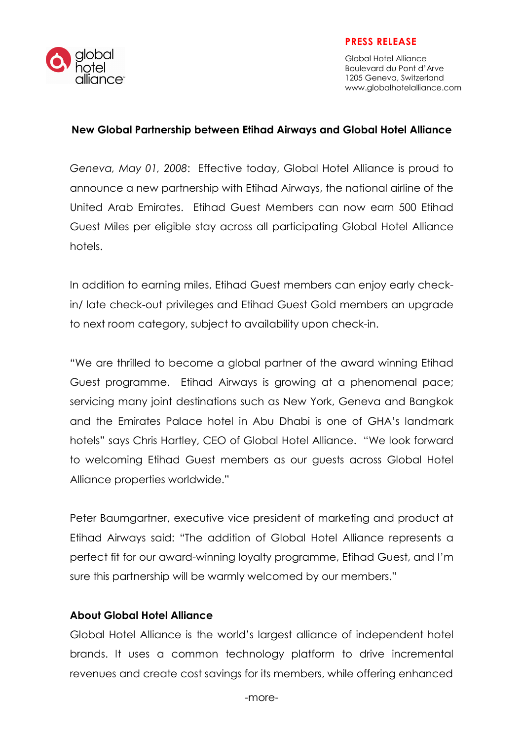global hotel alliance

**PRESS RELEASE**

Global Hotel Alliance
Boulevard du Pont d'Arve
1205 Geneva, Switzerland
www.globalhotelalliance.com

**New Global Partnership between Etihad Airways and Global Hotel Alliance**

*Geneva, May 01, 2008*: Effective today, Global Hotel Alliance is proud to announce a new partnership with Etihad Airways, the national airline of the United Arab Emirates. Etihad Guest Members can now earn 500 Etihad Guest Miles per eligible stay across all participating Global Hotel Alliance hotels.

In addition to earning miles, Etihad Guest members can enjoy early check-in/ late check-out privileges and Etihad Guest Gold members an upgrade to next room category, subject to availability upon check-in.

"We are thrilled to become a global partner of the award winning Etihad Guest programme. Etihad Airways is growing at a phenomenal pace; servicing many joint destinations such as New York, Geneva and Bangkok and the Emirates Palace hotel in Abu Dhabi is one of GHA's landmark hotels" says Chris Hartley, CEO of Global Hotel Alliance. "We look forward to welcoming Etihad Guest members as our guests across Global Hotel Alliance properties worldwide."

Peter Baumgartner, executive vice president of marketing and product at Etihad Airways said: "The addition of Global Hotel Alliance represents a perfect fit for our award-winning loyalty programme, Etihad Guest, and I'm sure this partnership will be warmly welcomed by our members."

**About Global Hotel Alliance**

Global Hotel Alliance is the world's largest alliance of independent hotel brands. It uses a common technology platform to drive incremental revenues and create cost savings for its members, while offering enhanced

-more-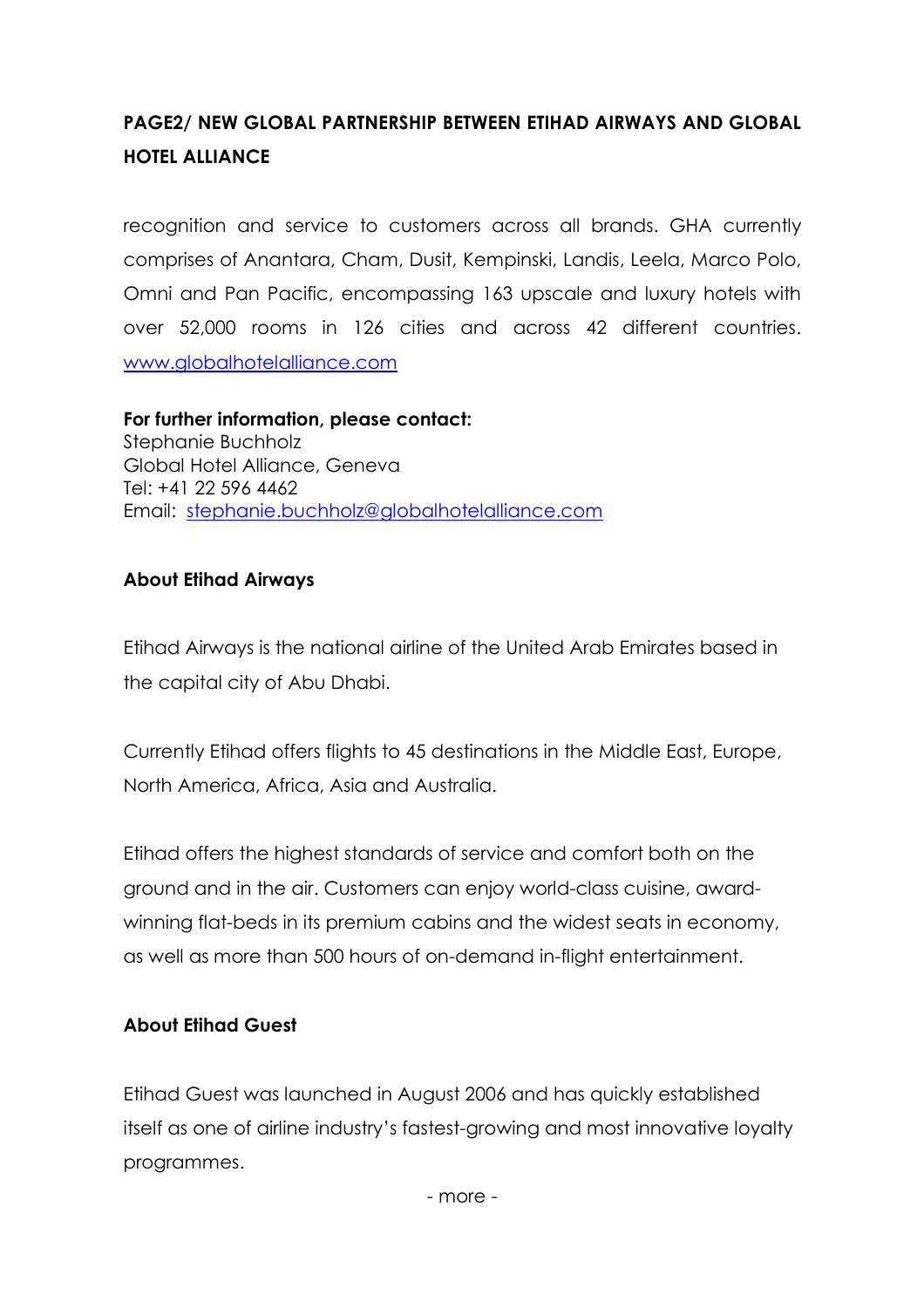## PAGE2/ NEW GLOBAL PARTNERSHIP BETWEEN ETIHAD AIRWAYS AND GLOBAL HOTEL ALLIANCE

recognition and service to customers across all brands. GHA currently comprises of Anantara, Cham, Dusit, Kempinski, Landis, Leela, Marco Polo, Omni and Pan Pacific, encompassing 163 upscale and luxury hotels with over 52,000 rooms in 126 cities and across 42 different countries. www.globalhotelalliance.com

**For further information, please contact:**
Stephanie Buchholz
Global Hotel Alliance, Geneva
Tel: +41 22 596 4462
Email: stephanie.buchholz@globalhotelalliance.com

### About Etihad Airways

Etihad Airways is the national airline of the United Arab Emirates based in the capital city of Abu Dhabi.

Currently Etihad offers flights to 45 destinations in the Middle East, Europe, North America, Africa, Asia and Australia.

Etihad offers the highest standards of service and comfort both on the ground and in the air. Customers can enjoy world-class cuisine, award-winning flat-beds in its premium cabins and the widest seats in economy, as well as more than 500 hours of on-demand in-flight entertainment.

### About Etihad Guest

Etihad Guest was launched in August 2006 and has quickly established itself as one of airline industry's fastest-growing and most innovative loyalty programmes.

- more -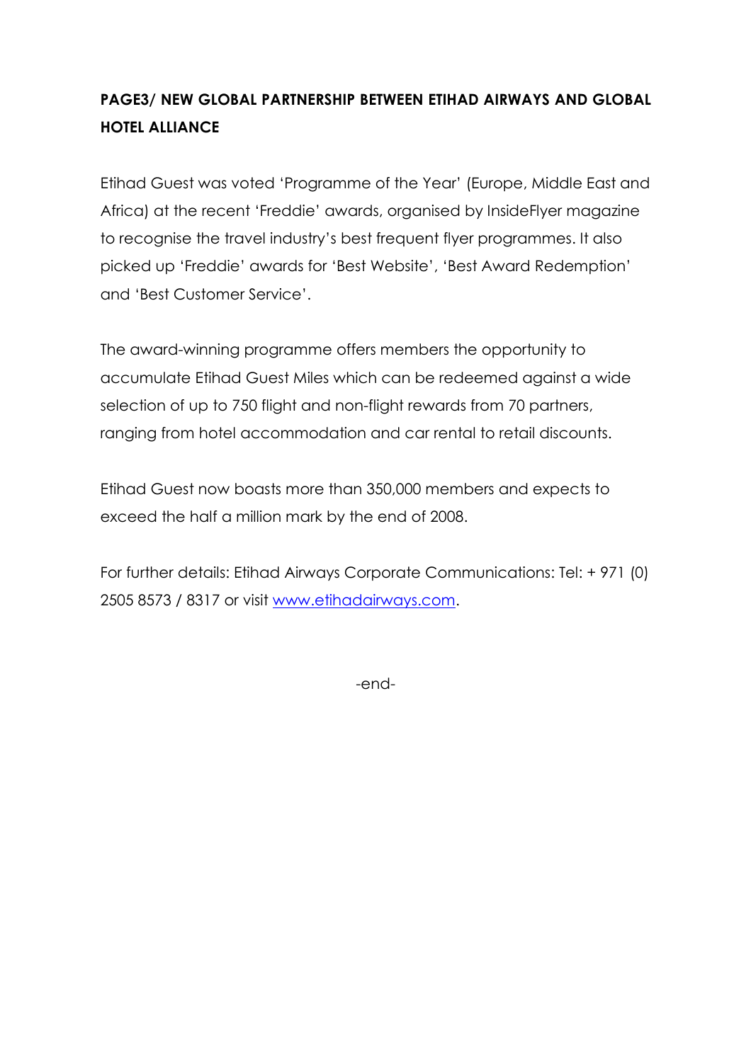**PAGE3/ NEW GLOBAL PARTNERSHIP BETWEEN ETIHAD AIRWAYS AND GLOBAL HOTEL ALLIANCE**

Etihad Guest was voted 'Programme of the Year' (Europe, Middle East and Africa) at the recent 'Freddie' awards, organised by InsideFlyer magazine to recognise the travel industry's best frequent flyer programmes. It also picked up 'Freddie' awards for 'Best Website', 'Best Award Redemption' and 'Best Customer Service'.

The award-winning programme offers members the opportunity to accumulate Etihad Guest Miles which can be redeemed against a wide selection of up to 750 flight and non-flight rewards from 70 partners, ranging from hotel accommodation and car rental to retail discounts.

Etihad Guest now boasts more than 350,000 members and expects to exceed the half a million mark by the end of 2008.

For further details: Etihad Airways Corporate Communications: Tel: + 971 (0) 2505 8573 / 8317 or visit [www.etihadairways.com](http://www.etihadairways.com).

-end-